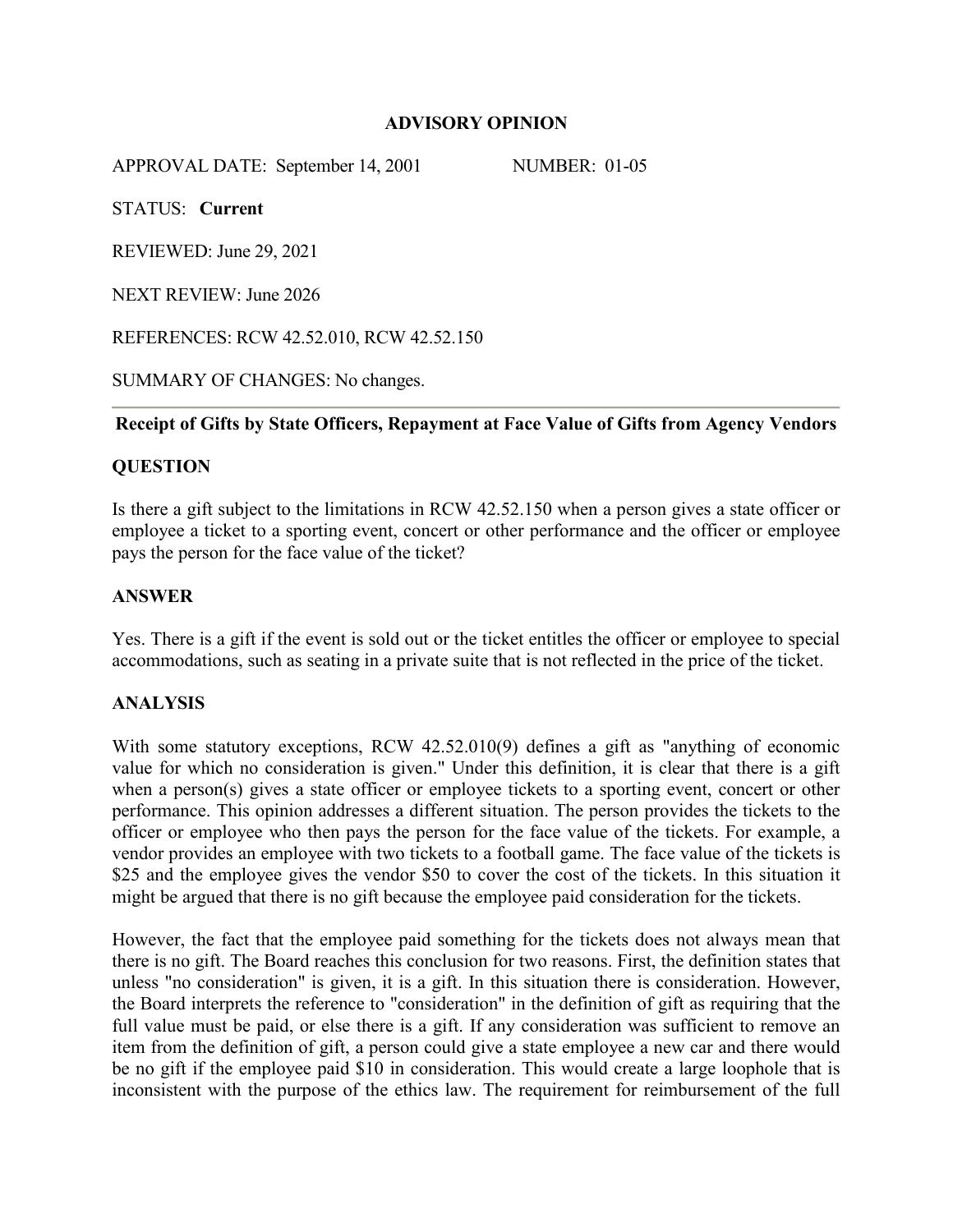# ADVISORY OPINION

APPROVAL DATE: September 14, 2001 NUMBER: 01-05

STATUS: **Current**

REVIEWED: June 29, 2021

NEXT REVIEW: June 2026

REFERENCES: RCW 42.52.010, RCW 42.52.150

SUMMARY OF CHANGES: No changes.

---

## Receipt of Gifts by State Officers, Repayment at Face Value of Gifts from Agency Vendors

### QUESTION

Is there a gift subject to the limitations in RCW 42.52.150 when a person gives a state officer or employee a ticket to a sporting event, concert or other performance and the officer or employee pays the person for the face value of the ticket?

### ANSWER

Yes. There is a gift if the event is sold out or the ticket entitles the officer or employee to special accommodations, such as seating in a private suite that is not reflected in the price of the ticket.

### ANALYSIS

With some statutory exceptions, RCW 42.52.010(9) defines a gift as "anything of economic value for which no consideration is given." Under this definition, it is clear that there is a gift when a person(s) gives a state officer or employee tickets to a sporting event, concert or other performance. This opinion addresses a different situation. The person provides the tickets to the officer or employee who then pays the person for the face value of the tickets. For example, a vendor provides an employee with two tickets to a football game. The face value of the tickets is $25 and the employee gives the vendor $50 to cover the cost of the tickets. In this situation it might be argued that there is no gift because the employee paid consideration for the tickets.

However, the fact that the employee paid something for the tickets does not always mean that there is no gift. The Board reaches this conclusion for two reasons. First, the definition states that unless "no consideration" is given, it is a gift. In this situation there is consideration. However, the Board interprets the reference to "consideration" in the definition of gift as requiring that the full value must be paid, or else there is a gift. If any consideration was sufficient to remove an item from the definition of gift, a person could give a state employee a new car and there would be no gift if the employee paid $10 in consideration. This would create a large loophole that is inconsistent with the purpose of the ethics law. The requirement for reimbursement of the full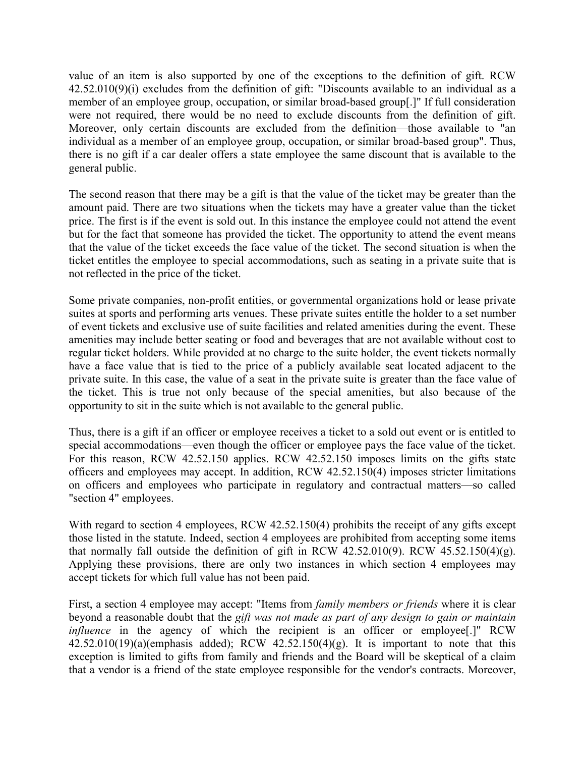value of an item is also supported by one of the exceptions to the definition of gift. RCW 42.52.010(9)(i) excludes from the definition of gift: "Discounts available to an individual as a member of an employee group, occupation, or similar broad-based group[.]" If full consideration were not required, there would be no need to exclude discounts from the definition of gift. Moreover, only certain discounts are excluded from the definition—those available to "an individual as a member of an employee group, occupation, or similar broad-based group". Thus, there is no gift if a car dealer offers a state employee the same discount that is available to the general public.

The second reason that there may be a gift is that the value of the ticket may be greater than the amount paid. There are two situations when the tickets may have a greater value than the ticket price. The first is if the event is sold out. In this instance the employee could not attend the event but for the fact that someone has provided the ticket. The opportunity to attend the event means that the value of the ticket exceeds the face value of the ticket. The second situation is when the ticket entitles the employee to special accommodations, such as seating in a private suite that is not reflected in the price of the ticket.

Some private companies, non-profit entities, or governmental organizations hold or lease private suites at sports and performing arts venues. These private suites entitle the holder to a set number of event tickets and exclusive use of suite facilities and related amenities during the event. These amenities may include better seating or food and beverages that are not available without cost to regular ticket holders. While provided at no charge to the suite holder, the event tickets normally have a face value that is tied to the price of a publicly available seat located adjacent to the private suite. In this case, the value of a seat in the private suite is greater than the face value of the ticket. This is true not only because of the special amenities, but also because of the opportunity to sit in the suite which is not available to the general public.

Thus, there is a gift if an officer or employee receives a ticket to a sold out event or is entitled to special accommodations—even though the officer or employee pays the face value of the ticket. For this reason, RCW 42.52.150 applies. RCW 42.52.150 imposes limits on the gifts state officers and employees may accept. In addition, RCW 42.52.150(4) imposes stricter limitations on officers and employees who participate in regulatory and contractual matters—so called "section 4" employees.

With regard to section 4 employees, RCW 42.52.150(4) prohibits the receipt of any gifts except those listed in the statute. Indeed, section 4 employees are prohibited from accepting some items that normally fall outside the definition of gift in RCW 42.52.010(9). RCW 45.52.150(4)(g). Applying these provisions, there are only two instances in which section 4 employees may accept tickets for which full value has not been paid.

First, a section 4 employee may accept: "Items from *family members or friends* where it is clear beyond a reasonable doubt that the *gift was not made as part of any design to gain or maintain influence* in the agency of which the recipient is an officer or employee[.]" RCW 42.52.010(19)(a)(emphasis added); RCW 42.52.150(4)(g). It is important to note that this exception is limited to gifts from family and friends and the Board will be skeptical of a claim that a vendor is a friend of the state employee responsible for the vendor's contracts. Moreover,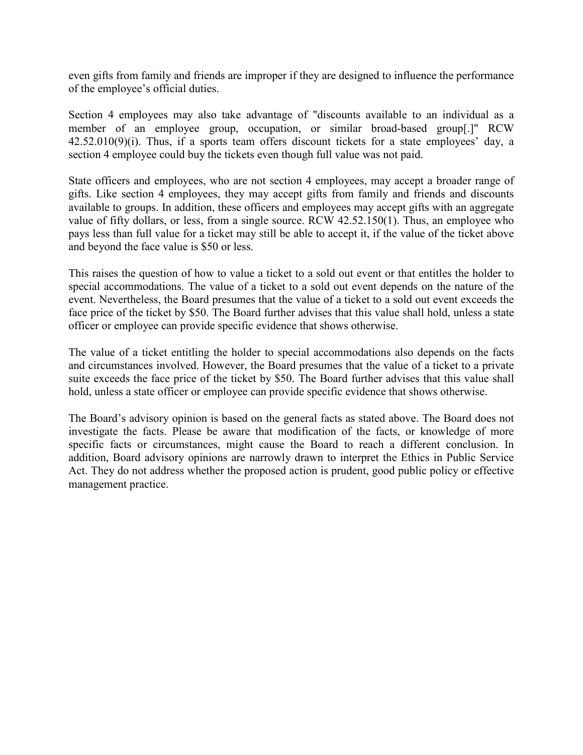even gifts from family and friends are improper if they are designed to influence the performance of the employee's official duties.

Section 4 employees may also take advantage of "discounts available to an individual as a member of an employee group, occupation, or similar broad-based group[.]" RCW 42.52.010(9)(i). Thus, if a sports team offers discount tickets for a state employees' day, a section 4 employee could buy the tickets even though full value was not paid.

State officers and employees, who are not section 4 employees, may accept a broader range of gifts. Like section 4 employees, they may accept gifts from family and friends and discounts available to groups. In addition, these officers and employees may accept gifts with an aggregate value of fifty dollars, or less, from a single source. RCW 42.52.150(1). Thus, an employee who pays less than full value for a ticket may still be able to accept it, if the value of the ticket above and beyond the face value is $50 or less.

This raises the question of how to value a ticket to a sold out event or that entitles the holder to special accommodations. The value of a ticket to a sold out event depends on the nature of the event. Nevertheless, the Board presumes that the value of a ticket to a sold out event exceeds the face price of the ticket by $50. The Board further advises that this value shall hold, unless a state officer or employee can provide specific evidence that shows otherwise.

The value of a ticket entitling the holder to special accommodations also depends on the facts and circumstances involved. However, the Board presumes that the value of a ticket to a private suite exceeds the face price of the ticket by $50. The Board further advises that this value shall hold, unless a state officer or employee can provide specific evidence that shows otherwise.

The Board's advisory opinion is based on the general facts as stated above. The Board does not investigate the facts. Please be aware that modification of the facts, or knowledge of more specific facts or circumstances, might cause the Board to reach a different conclusion. In addition, Board advisory opinions are narrowly drawn to interpret the Ethics in Public Service Act. They do not address whether the proposed action is prudent, good public policy or effective management practice.